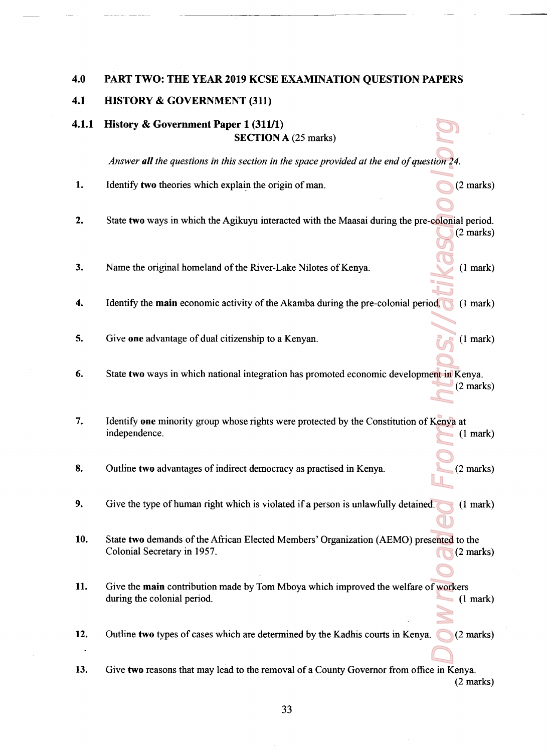## 4.0 PART TWO: THE YEAR 2019 KCSE EXAMINATION QUESTION PAPERS

## 4.1 HISTORY & GOVERNMENT (311)

### 4.1.1 History & Government Paper 1 (311/1)

**SECTION A** (25 marks)

*Answer **all** the questions in this section in the space provided at the end of question 24.*

1. Identify **two** theories which explain the origin of man. (2 marks)

2. State **two** ways in which the Agikuyu interacted with the Maasai during the pre-colonial period. (2 marks)

3. Name the original homeland of the River-Lake Nilotes of Kenya. (1 mark)

4. Identify the **main** economic activity of the Akamba during the pre-colonial period. (1 mark)

5. Give **one** advantage of dual citizenship to a Kenyan. (1 mark)

6. State **two** ways in which national integration has promoted economic development in Kenya. (2 marks)

7. Identify **one** minority group whose rights were protected by the Constitution of Kenya at independence. (1 mark)

8. Outline **two** advantages of indirect democracy as practised in Kenya. (2 marks)

9. Give the type of human right which is violated if a person is unlawfully detained. (1 mark)

10. State **two** demands of the African Elected Members' Organization (AEMO) presented to the Colonial Secretary in 1957. (2 marks)

11. Give the **main** contribution made by Tom Mboya which improved the welfare of workers during the colonial period. (1 mark)

12. Outline **two** types of cases which are determined by the Kadhis courts in Kenya. (2 marks)

13. Give **two** reasons that may lead to the removal of a County Governor from office in Kenya. (2 marks)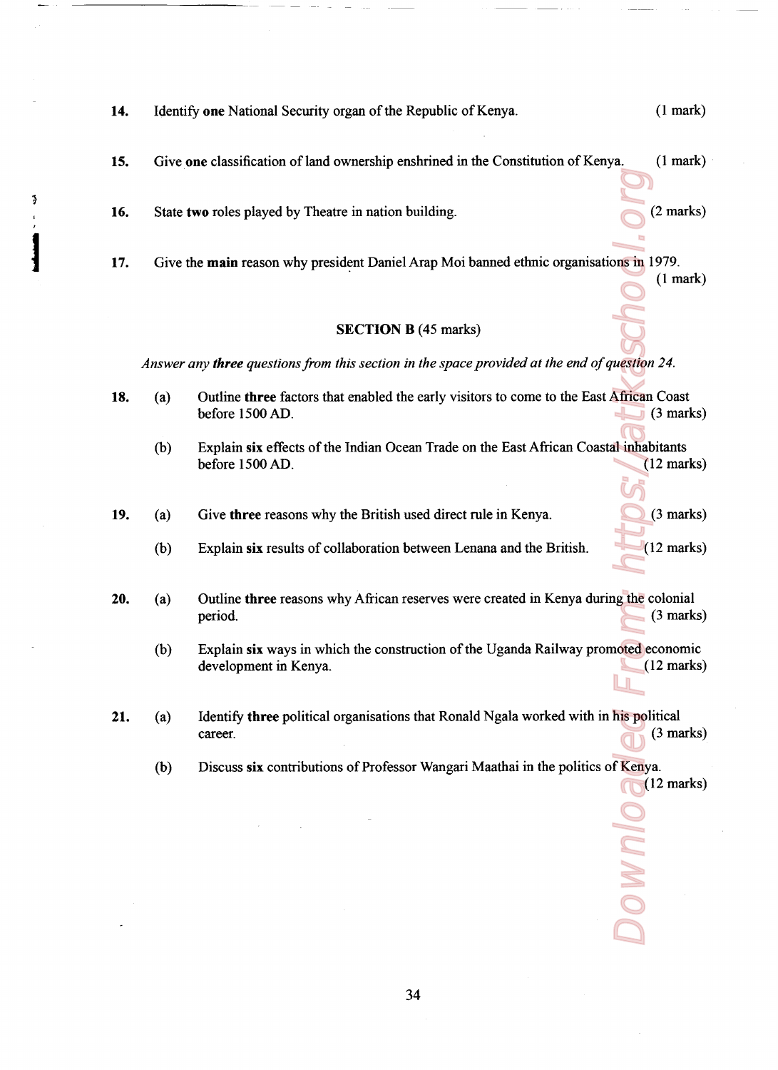14. Identify **one** National Security organ of the Republic of Kenya. (1 mark)

15. Give **one** classification of land ownership enshrined in the Constitution of Kenya. (1 mark)

16. State **two** roles played by Theatre in nation building. (2 marks)

17. Give the **main** reason why president Daniel Arap Moi banned ethnic organisations in 1979. (1 mark)

## SECTION B (45 marks)

*Answer any **three** questions from this section in the space provided at the end of question 24.*

18. (a) Outline **three** factors that enabled the early visitors to come to the East African Coast before 1500 AD. (3 marks)

    (b) Explain **six** effects of the Indian Ocean Trade on the East African Coastal inhabitants before 1500 AD. (12 marks)

19. (a) Give **three** reasons why the British used direct rule in Kenya. (3 marks)

    (b) Explain **six** results of collaboration between Lenana and the British. (12 marks)

20. (a) Outline **three** reasons why African reserves were created in Kenya during the colonial period. (3 marks)

    (b) Explain **six** ways in which the construction of the Uganda Railway promoted economic development in Kenya. (12 marks)

21. (a) Identify **three** political organisations that Ronald Ngala worked with in his political career. (3 marks)

    (b) Discuss **six** contributions of Professor Wangari Maathai in the politics of Kenya. (12 marks)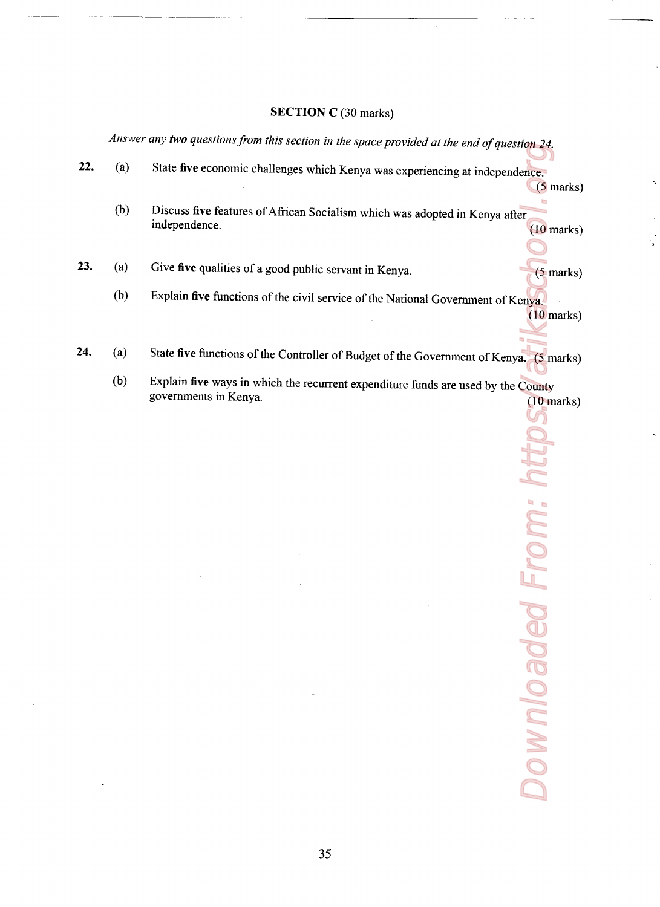**SECTION C** (30 marks)

*Answer any **two** questions from this section in the space provided at the end of question 24.*

**22.** (a) State **five** economic challenges which Kenya was experiencing at independence. (5 marks)

(b) Discuss **five** features of African Socialism which was adopted in Kenya after independence. (10 marks)

**23.** (a) Give **five** qualities of a good public servant in Kenya. (5 marks)

(b) Explain **five** functions of the civil service of the National Government of Kenya. (10 marks)

**24.** (a) State **five** functions of the Controller of Budget of the Government of Kenya. (5 marks)

(b) Explain **five** ways in which the recurrent expenditure funds are used by the County governments in Kenya. (10 marks)